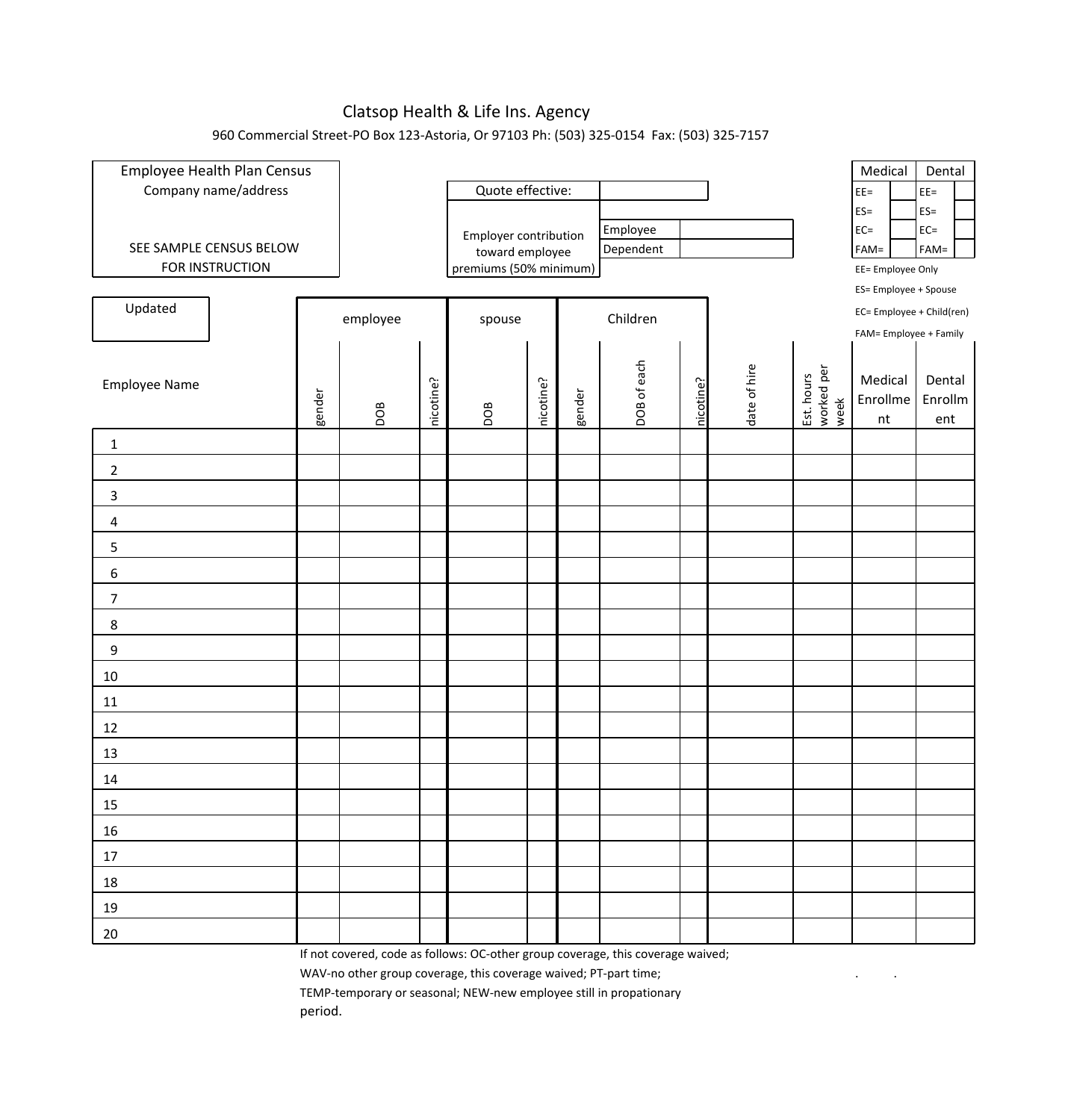# Clatsop Health & Life Ins. Agency

960 Commercial Street-PO Box 123-Astoria, Or 97103 Ph: (503) 325-0154 Fax: (503) 325-7157

**Employee Health Plan Census**

Company name/address

SEE SAMPLE CENSUS BELOW FOR INSTRUCTION

| Quote effective: | | |
|---|---|---|
| Employer contribution toward employee premiums (50% minimum) | Employee | |
| | Dependent | |

| Medical | | Dental | |
|---|---|---|---|
| EE= | | EE= | |
| ES= | | ES= | |
| EC= | | EC= | |
| FAM= | | FAM= | |

EE= Employee Only

ES= Employee + Spouse

EC= Employee + Child(ren)

FAM= Employee + Family

Updated

| Employee Name | employee | | | spouse | | Children | | | date of hire | Est. hours worked per week | Medical Enrollment | Dental Enrollment |
|---|---|---|---|---|---|---|---|---|---|---|---|---|
| | gender | DOB | nicotine? | DOB | nicotine? | gender | DOB of each | nicotine? | | | | |
| 1 | | | | | | | | | | | | |
| 2 | | | | | | | | | | | | |
| 3 | | | | | | | | | | | | |
| 4 | | | | | | | | | | | | |
| 5 | | | | | | | | | | | | |
| 6 | | | | | | | | | | | | |
| 7 | | | | | | | | | | | | |
| 8 | | | | | | | | | | | | |
| 9 | | | | | | | | | | | | |
| 10 | | | | | | | | | | | | |
| 11 | | | | | | | | | | | | |
| 12 | | | | | | | | | | | | |
| 13 | | | | | | | | | | | | |
| 14 | | | | | | | | | | | | |
| 15 | | | | | | | | | | | | |
| 16 | | | | | | | | | | | | |
| 17 | | | | | | | | | | | | |
| 18 | | | | | | | | | | | | |
| 19 | | | | | | | | | | | | |
| 20 | | | | | | | | | | | | |

If not covered, code as follows: OC-other group coverage, this coverage waived; WAV-no other group coverage, this coverage waived; PT-part time; TEMP-temporary or seasonal; NEW-new employee still in propationary period.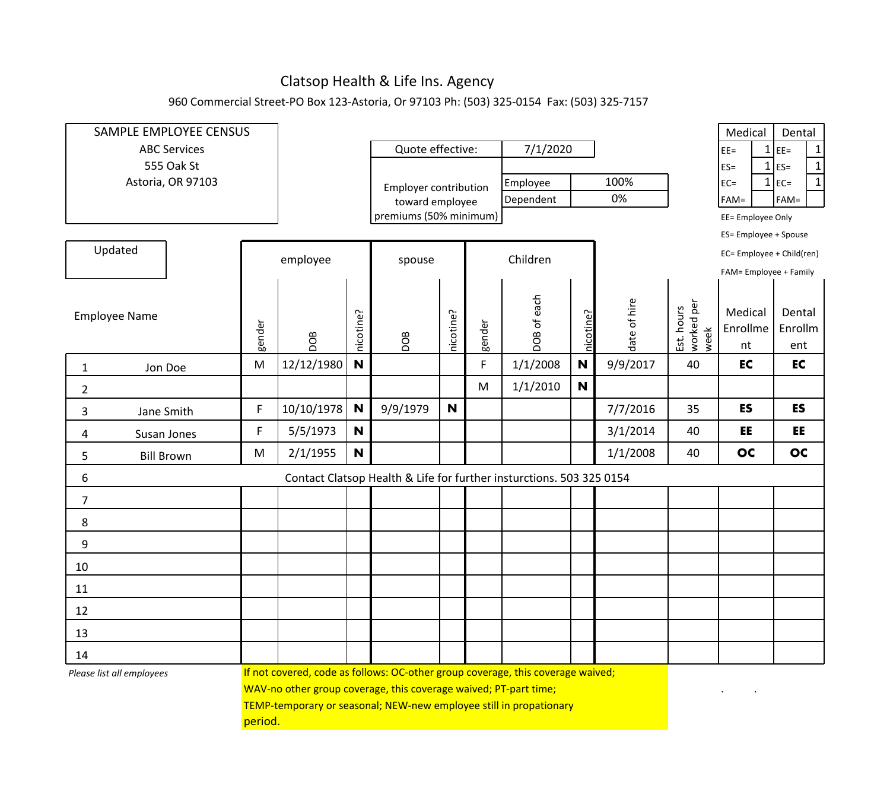# Clatsop Health & Life Ins. Agency

960 Commercial Street-PO Box 123-Astoria, Or 97103 Ph: (503) 325-0154 Fax: (503) 325-7157

**SAMPLE EMPLOYEE CENSUS**
ABC Services
555 Oak St
Astoria, OR 97103

| | | |
|---|---|---|
| Quote effective: | 7/1/2020 | |
| Employer contribution toward employee premiums (50% minimum) | Employee | 100% |
| | Dependent | 0% |

| Medical | | Dental | |
|---|---|---|---|
| EE= | 1 | EE= | 1 |
| ES= | 1 | ES= | 1 |
| EC= | 1 | EC= | 1 |
| FAM= | | FAM= | |

EE= Employee Only
ES= Employee + Spouse
EC= Employee + Child(ren)
FAM= Employee + Family

Updated

| | | employee | | | spouse | | Children | | | | | | |
|---|---|---|---|---|---|---|---|---|---|---|---|---|---|
| | Employee Name | gender | DOB | nicotine? | DOB | nicotine? | gender | DOB of each | nicotine? | date of hire | Est. hours worked per week | Medical Enrollment | Dental Enrollment |
| 1 | Jon Doe | M | 12/12/1980 | **N** | | | F | 1/1/2008 | **N** | 9/9/2017 | 40 | **EC** | **EC** |
| 2 | | | | | | | M | 1/1/2010 | **N** | | | | |
| 3 | Jane Smith | F | 10/10/1978 | **N** | 9/9/1979 | **N** | | | | 7/7/2016 | 35 | **ES** | **ES** |
| 4 | Susan Jones | F | 5/5/1973 | **N** | | | | | | 3/1/2014 | 40 | **EE** | **EE** |
| 5 | Bill Brown | M | 2/1/1955 | **N** | | | | | | 1/1/2008 | 40 | **OC** | **OC** |
| 6 | Contact Clatsop Health & Life for further insturctions. 503 325 0154 | | | | | | | | | | | | |
| 7 | | | | | | | | | | | | | |
| 8 | | | | | | | | | | | | | |
| 9 | | | | | | | | | | | | | |
| 10 | | | | | | | | | | | | | |
| 11 | | | | | | | | | | | | | |
| 12 | | | | | | | | | | | | | |
| 13 | | | | | | | | | | | | | |
| 14 | | | | | | | | | | | | | |

*Please list all employees*

If not covered, code as follows: OC-other group coverage, this coverage waived; WAV-no other group coverage, this coverage waived; PT-part time; TEMP-temporary or seasonal; NEW-new employee still in propationary period.